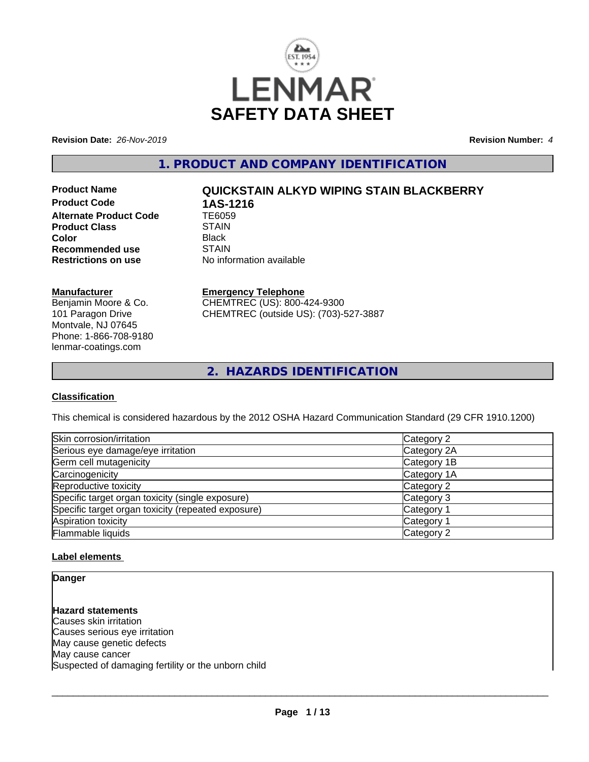LENMAR

# SAFETY DATA SHEET

**Revision Date:** *26-Nov-2019* **Revision Number:** *4*

## 1. PRODUCT AND COMPANY IDENTIFICATION

| | |
|---|---|
| **Product Name** | **QUICKSTAIN ALKYD WIPING STAIN BLACKBERRY** |
| **Product Code** | **1AS-1216** |
| **Alternate Product Code** | TE6059 |
| **Product Class** | STAIN |
| **Color** | Black |
| **Recommended use** | STAIN |
| **Restrictions on use** | No information available |

**Manufacturer**
Benjamin Moore & Co.
101 Paragon Drive
Montvale, NJ 07645
Phone: 1-866-708-9180
lenmar-coatings.com

**Emergency Telephone**
CHEMTREC (US): 800-424-9300
CHEMTREC (outside US): (703)-527-3887

## 2. HAZARDS IDENTIFICATION

### Classification

This chemical is considered hazardous by the 2012 OSHA Hazard Communication Standard (29 CFR 1910.1200)

| | |
|---|---|
| Skin corrosion/irritation | Category 2 |
| Serious eye damage/eye irritation | Category 2A |
| Germ cell mutagenicity | Category 1B |
| Carcinogenicity | Category 1A |
| Reproductive toxicity | Category 2 |
| Specific target organ toxicity (single exposure) | Category 3 |
| Specific target organ toxicity (repeated exposure) | Category 1 |
| Aspiration toxicity | Category 1 |
| Flammable liquids | Category 2 |

### Label elements

**Danger**

**Hazard statements**
Causes skin irritation
Causes serious eye irritation
May cause genetic defects
May cause cancer
Suspected of damaging fertility or the unborn child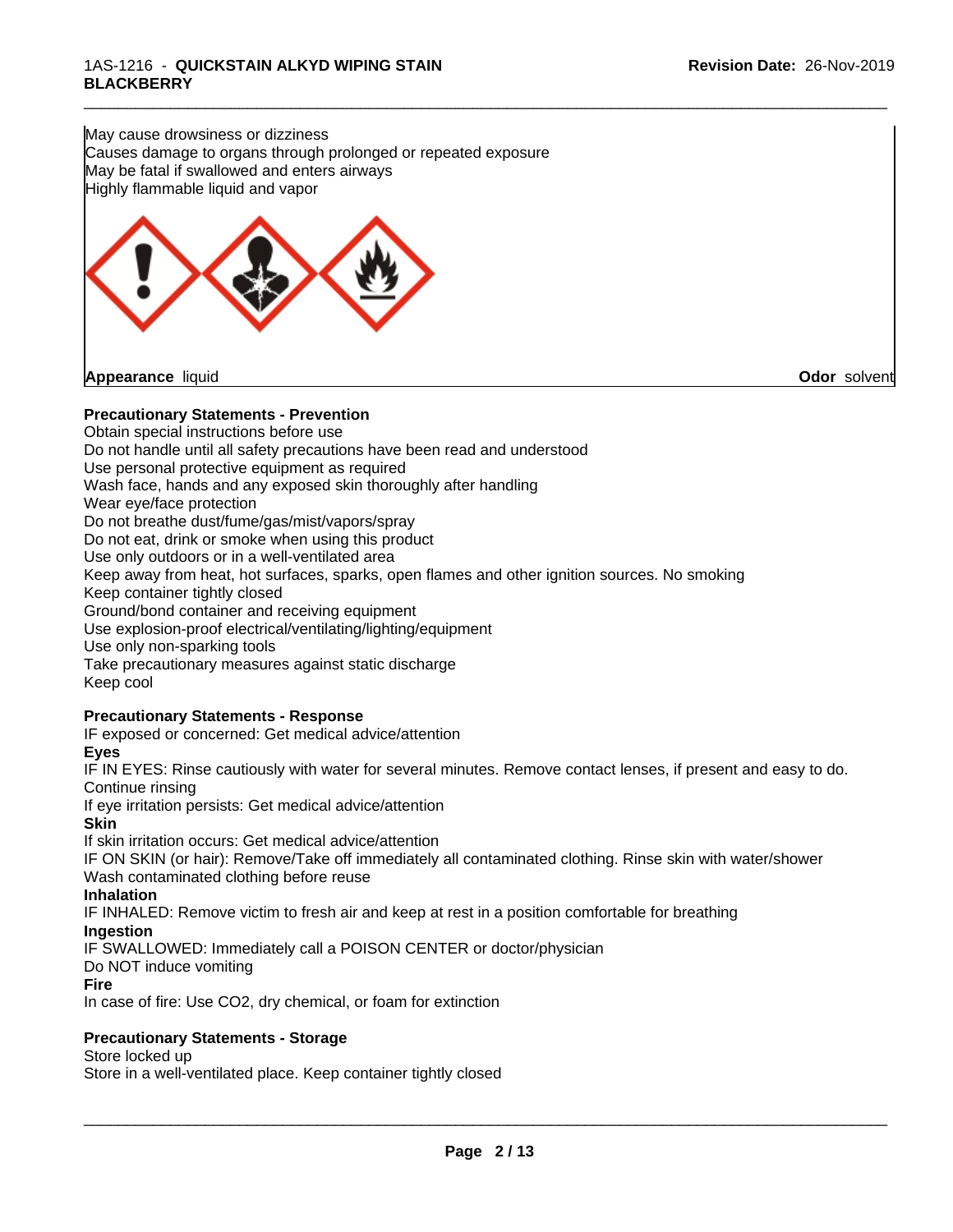May cause drowsiness or dizziness
Causes damage to organs through prolonged or repeated exposure
May be fatal if swallowed and enters airways
Highly flammable liquid and vapor

**Appearance** liquid **Odor** solvent

**Precautionary Statements - Prevention**

Obtain special instructions before use
Do not handle until all safety precautions have been read and understood
Use personal protective equipment as required
Wash face, hands and any exposed skin thoroughly after handling
Wear eye/face protection
Do not breathe dust/fume/gas/mist/vapors/spray
Do not eat, drink or smoke when using this product
Use only outdoors or in a well-ventilated area
Keep away from heat, hot surfaces, sparks, open flames and other ignition sources. No smoking
Keep container tightly closed
Ground/bond container and receiving equipment
Use explosion-proof electrical/ventilating/lighting/equipment
Use only non-sparking tools
Take precautionary measures against static discharge
Keep cool

**Precautionary Statements - Response**

IF exposed or concerned: Get medical advice/attention

**Eyes**

IF IN EYES: Rinse cautiously with water for several minutes. Remove contact lenses, if present and easy to do. Continue rinsing
If eye irritation persists: Get medical advice/attention

**Skin**

If skin irritation occurs: Get medical advice/attention
IF ON SKIN (or hair): Remove/Take off immediately all contaminated clothing. Rinse skin with water/shower
Wash contaminated clothing before reuse

**Inhalation**

IF INHALED: Remove victim to fresh air and keep at rest in a position comfortable for breathing

**Ingestion**

IF SWALLOWED: Immediately call a POISON CENTER or doctor/physician
Do NOT induce vomiting

**Fire**

In case of fire: Use CO2, dry chemical, or foam for extinction

**Precautionary Statements - Storage**

Store locked up
Store in a well-ventilated place. Keep container tightly closed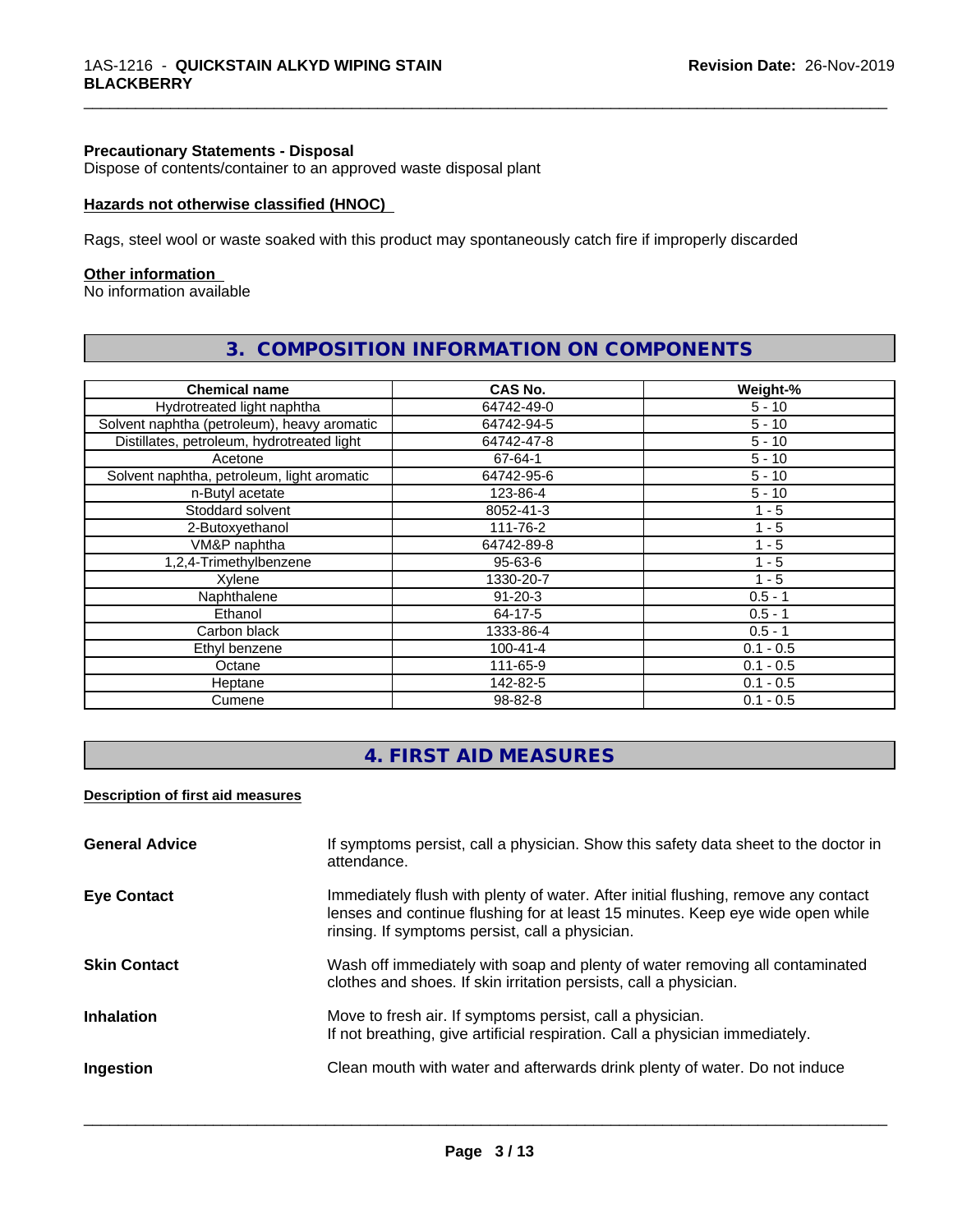**Precautionary Statements - Disposal**
Dispose of contents/container to an approved waste disposal plant

**Hazards not otherwise classified (HNOC)**

Rags, steel wool or waste soaked with this product may spontaneously catch fire if improperly discarded

**Other information**
No information available

## 3. COMPOSITION INFORMATION ON COMPONENTS

| Chemical name | CAS No. | Weight-% |
| --- | --- | --- |
| Hydrotreated light naphtha | 64742-49-0 | 5 - 10 |
| Solvent naphtha (petroleum), heavy aromatic | 64742-94-5 | 5 - 10 |
| Distillates, petroleum, hydrotreated light | 64742-47-8 | 5 - 10 |
| Acetone | 67-64-1 | 5 - 10 |
| Solvent naphtha, petroleum, light aromatic | 64742-95-6 | 5 - 10 |
| n-Butyl acetate | 123-86-4 | 5 - 10 |
| Stoddard solvent | 8052-41-3 | 1 - 5 |
| 2-Butoxyethanol | 111-76-2 | 1 - 5 |
| VM&P naphtha | 64742-89-8 | 1 - 5 |
| 1,2,4-Trimethylbenzene | 95-63-6 | 1 - 5 |
| Xylene | 1330-20-7 | 1 - 5 |
| Naphthalene | 91-20-3 | 0.5 - 1 |
| Ethanol | 64-17-5 | 0.5 - 1 |
| Carbon black | 1333-86-4 | 0.5 - 1 |
| Ethyl benzene | 100-41-4 | 0.1 - 0.5 |
| Octane | 111-65-9 | 0.1 - 0.5 |
| Heptane | 142-82-5 | 0.1 - 0.5 |
| Cumene | 98-82-8 | 0.1 - 0.5 |

## 4. FIRST AID MEASURES

**Description of first aid measures**

**General Advice** If symptoms persist, call a physician. Show this safety data sheet to the doctor in attendance.

**Eye Contact** Immediately flush with plenty of water. After initial flushing, remove any contact lenses and continue flushing for at least 15 minutes. Keep eye wide open while rinsing. If symptoms persist, call a physician.

**Skin Contact** Wash off immediately with soap and plenty of water removing all contaminated clothes and shoes. If skin irritation persists, call a physician.

**Inhalation** Move to fresh air. If symptoms persist, call a physician.
If not breathing, give artificial respiration. Call a physician immediately.

**Ingestion** Clean mouth with water and afterwards drink plenty of water. Do not induce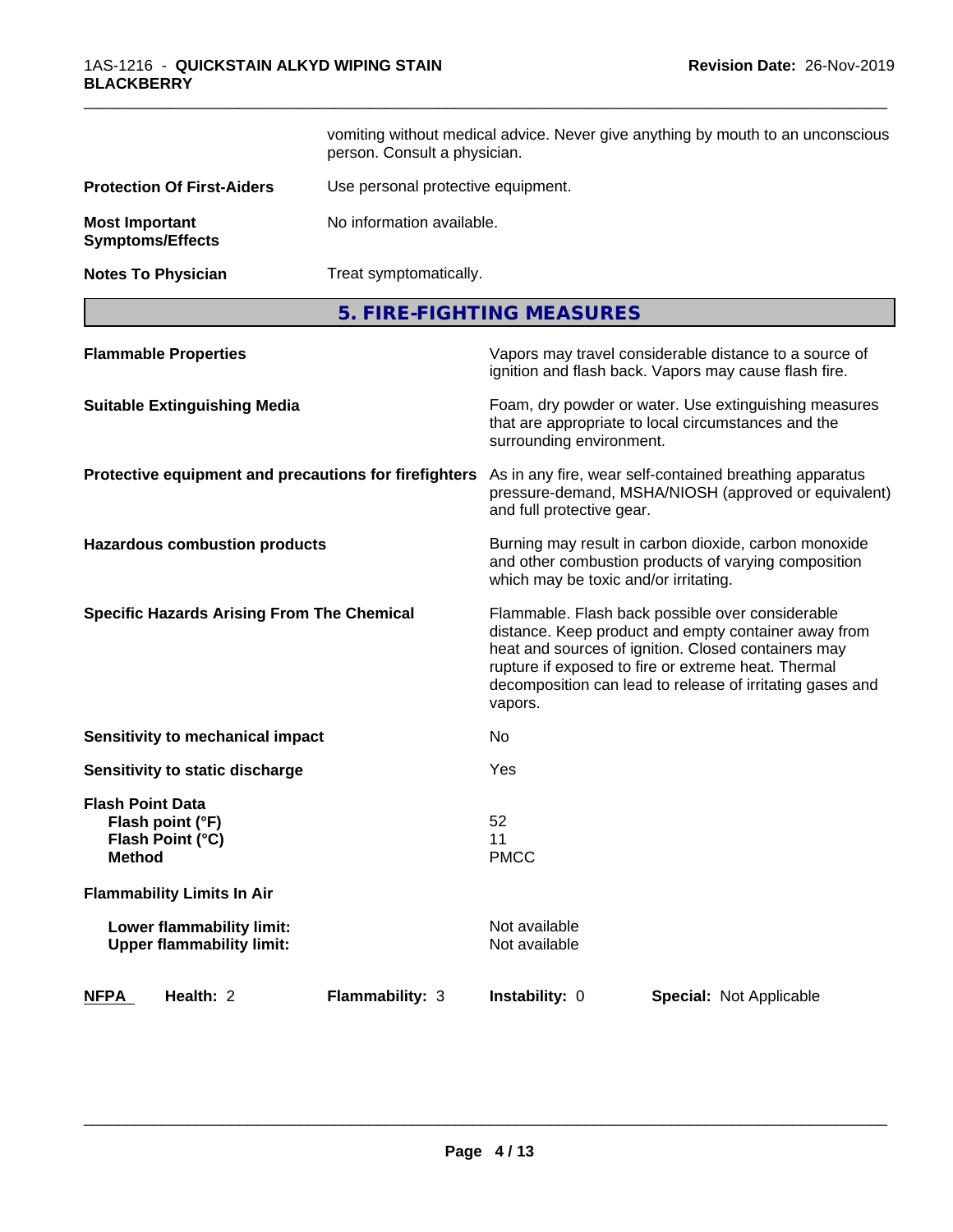vomiting without medical advice. Never give anything by mouth to an unconscious person. Consult a physician.

| | |
|---|---|
| **Protection Of First-Aiders** | Use personal protective equipment. |
| **Most Important Symptoms/Effects** | No information available. |
| **Notes To Physician** | Treat symptomatically. |

## 5. FIRE-FIGHTING MEASURES

| | |
|---|---|
| **Flammable Properties** | Vapors may travel considerable distance to a source of ignition and flash back. Vapors may cause flash fire. |
| **Suitable Extinguishing Media** | Foam, dry powder or water. Use extinguishing measures that are appropriate to local circumstances and the surrounding environment. |
| **Protective equipment and precautions for firefighters** | As in any fire, wear self-contained breathing apparatus pressure-demand, MSHA/NIOSH (approved or equivalent) and full protective gear. |
| **Hazardous combustion products** | Burning may result in carbon dioxide, carbon monoxide and other combustion products of varying composition which may be toxic and/or irritating. |
| **Specific Hazards Arising From The Chemical** | Flammable. Flash back possible over considerable distance. Keep product and empty container away from heat and sources of ignition. Closed containers may rupture if exposed to fire or extreme heat. Thermal decomposition can lead to release of irritating gases and vapors. |
| **Sensitivity to mechanical impact** | No |
| **Sensitivity to static discharge** | Yes |

**Flash Point Data**

| | |
|---|---|
| **Flash point (°F)** | 52 |
| **Flash Point (°C)** | 11 |
| **Method** | PMCC |

**Flammability Limits In Air**

| | |
|---|---|
| **Lower flammability limit:** | Not available |
| **Upper flammability limit:** | Not available |

| **NFPA** | **Health:** 2 | **Flammability:** 3 | **Instability:** 0 | **Special:** Not Applicable |
|---|---|---|---|---|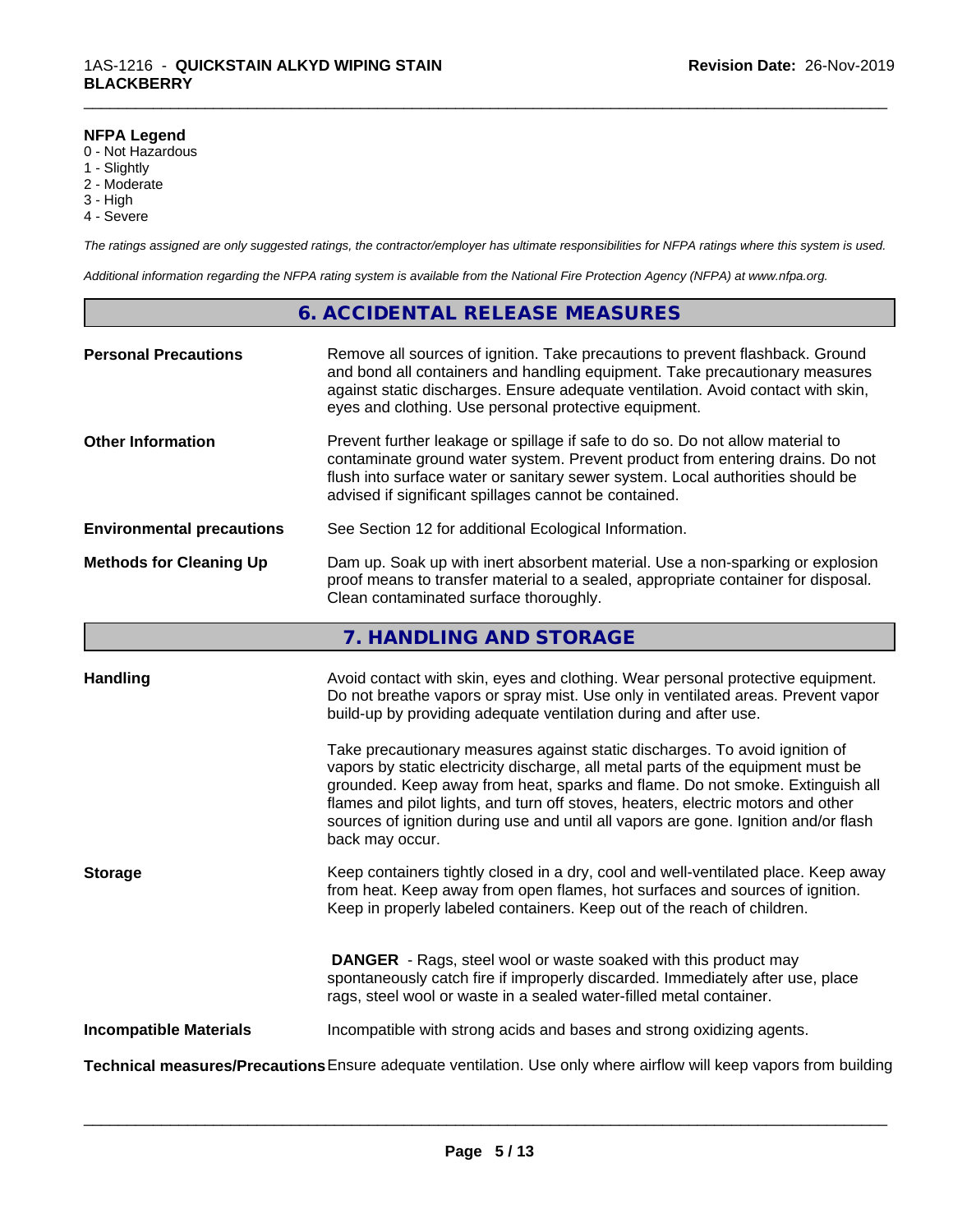**NFPA Legend**
0 - Not Hazardous
1 - Slightly
2 - Moderate
3 - High
4 - Severe

*The ratings assigned are only suggested ratings, the contractor/employer has ultimate responsibilities for NFPA ratings where this system is used.*

*Additional information regarding the NFPA rating system is available from the National Fire Protection Agency (NFPA) at www.nfpa.org.*

## 6. ACCIDENTAL RELEASE MEASURES

**Personal Precautions** Remove all sources of ignition. Take precautions to prevent flashback. Ground and bond all containers and handling equipment. Take precautionary measures against static discharges. Ensure adequate ventilation. Avoid contact with skin, eyes and clothing. Use personal protective equipment.

**Other Information** Prevent further leakage or spillage if safe to do so. Do not allow material to contaminate ground water system. Prevent product from entering drains. Do not flush into surface water or sanitary sewer system. Local authorities should be advised if significant spillages cannot be contained.

**Environmental precautions** See Section 12 for additional Ecological Information.

**Methods for Cleaning Up** Dam up. Soak up with inert absorbent material. Use a non-sparking or explosion proof means to transfer material to a sealed, appropriate container for disposal. Clean contaminated surface thoroughly.

## 7. HANDLING AND STORAGE

**Handling** Avoid contact with skin, eyes and clothing. Wear personal protective equipment. Do not breathe vapors or spray mist. Use only in ventilated areas. Prevent vapor build-up by providing adequate ventilation during and after use.

Take precautionary measures against static discharges. To avoid ignition of vapors by static electricity discharge, all metal parts of the equipment must be grounded. Keep away from heat, sparks and flame. Do not smoke. Extinguish all flames and pilot lights, and turn off stoves, heaters, electric motors and other sources of ignition during use and until all vapors are gone. Ignition and/or flash back may occur.

**Storage** Keep containers tightly closed in a dry, cool and well-ventilated place. Keep away from heat. Keep away from open flames, hot surfaces and sources of ignition. Keep in properly labeled containers. Keep out of the reach of children.

**DANGER** - Rags, steel wool or waste soaked with this product may spontaneously catch fire if improperly discarded. Immediately after use, place rags, steel wool or waste in a sealed water-filled metal container.

**Incompatible Materials** Incompatible with strong acids and bases and strong oxidizing agents.

**Technical measures/Precautions** Ensure adequate ventilation. Use only where airflow will keep vapors from building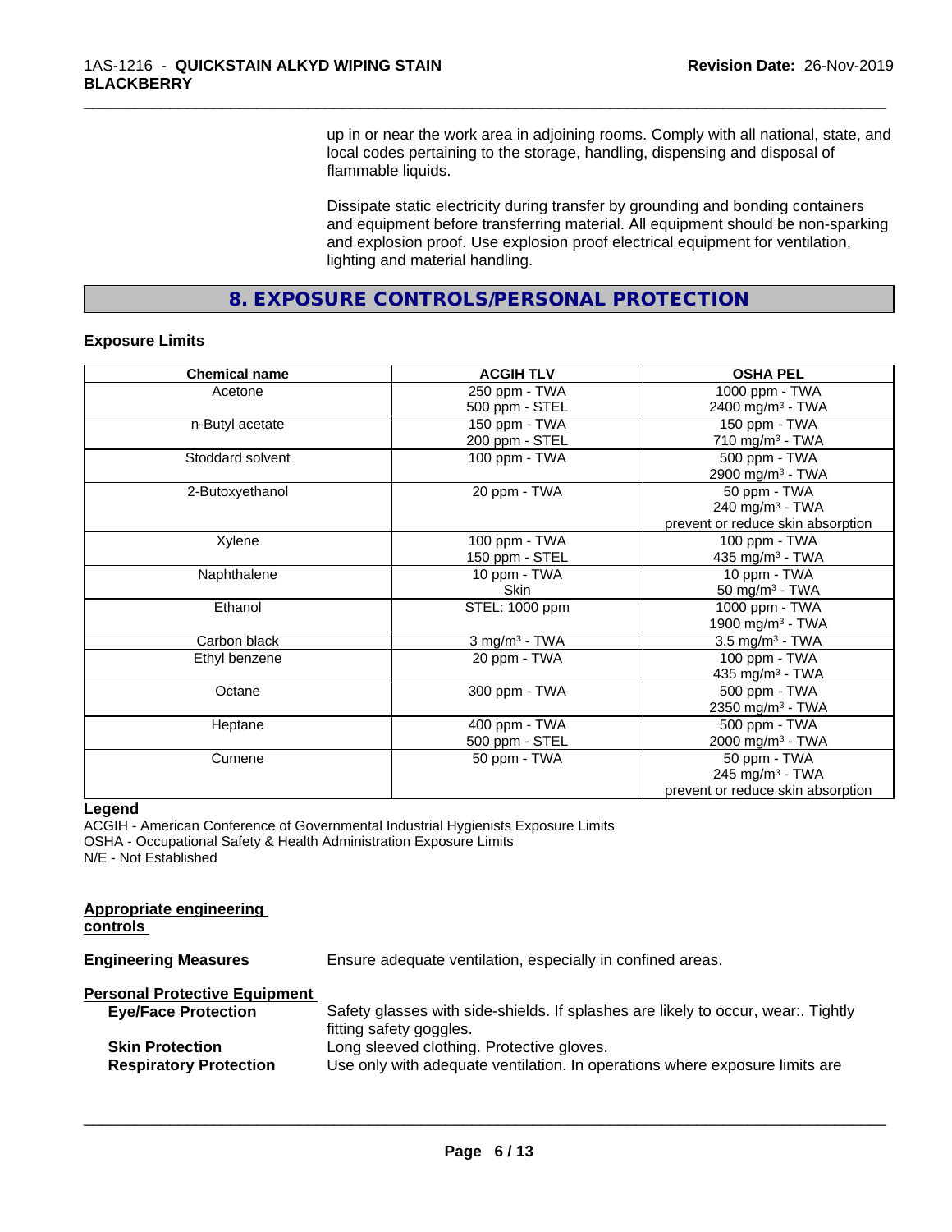up in or near the work area in adjoining rooms. Comply with all national, state, and local codes pertaining to the storage, handling, dispensing and disposal of flammable liquids.

Dissipate static electricity during transfer by grounding and bonding containers and equipment before transferring material. All equipment should be non-sparking and explosion proof. Use explosion proof electrical equipment for ventilation, lighting and material handling.

## 8. EXPOSURE CONTROLS/PERSONAL PROTECTION

**Exposure Limits**

| Chemical name | ACGIH TLV | OSHA PEL |
|---|---|---|
| Acetone | 250 ppm - TWA<br>500 ppm - STEL | 1000 ppm - TWA<br>2400 mg/m³ - TWA |
| n-Butyl acetate | 150 ppm - TWA<br>200 ppm - STEL | 150 ppm - TWA<br>710 mg/m³ - TWA |
| Stoddard solvent | 100 ppm - TWA | 500 ppm - TWA<br>2900 mg/m³ - TWA |
| 2-Butoxyethanol | 20 ppm - TWA | 50 ppm - TWA<br>240 mg/m³ - TWA<br>prevent or reduce skin absorption |
| Xylene | 100 ppm - TWA<br>150 ppm - STEL | 100 ppm - TWA<br>435 mg/m³ - TWA |
| Naphthalene | 10 ppm - TWA<br>Skin | 10 ppm - TWA<br>50 mg/m³ - TWA |
| Ethanol | STEL: 1000 ppm | 1000 ppm - TWA<br>1900 mg/m³ - TWA |
| Carbon black | 3 mg/m³ - TWA | 3.5 mg/m³ - TWA |
| Ethyl benzene | 20 ppm - TWA | 100 ppm - TWA<br>435 mg/m³ - TWA |
| Octane | 300 ppm - TWA | 500 ppm - TWA<br>2350 mg/m³ - TWA |
| Heptane | 400 ppm - TWA<br>500 ppm - STEL | 500 ppm - TWA<br>2000 mg/m³ - TWA |
| Cumene | 50 ppm - TWA | 50 ppm - TWA<br>245 mg/m³ - TWA<br>prevent or reduce skin absorption |

**Legend**

ACGIH - American Conference of Governmental Industrial Hygienists Exposure Limits
OSHA - Occupational Safety & Health Administration Exposure Limits
N/E - Not Established

**Appropriate engineering controls**

**Engineering Measures** Ensure adequate ventilation, especially in confined areas.

**Personal Protective Equipment**

**Eye/Face Protection** Safety glasses with side-shields. If splashes are likely to occur, wear:. Tightly fitting safety goggles.

**Skin Protection** Long sleeved clothing. Protective gloves.

**Respiratory Protection** Use only with adequate ventilation. In operations where exposure limits are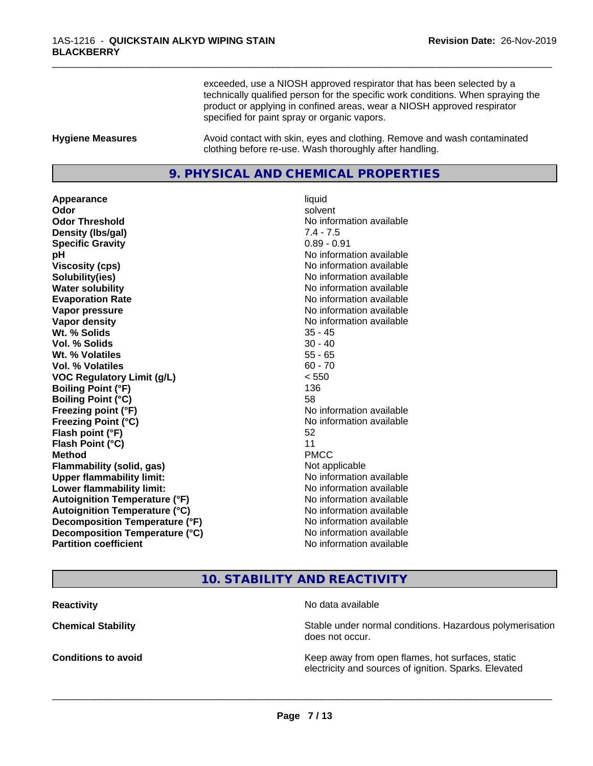exceeded, use a NIOSH approved respirator that has been selected by a technically qualified person for the specific work conditions. When spraying the product or applying in confined areas, wear a NIOSH approved respirator specified for paint spray or organic vapors.

**Hygiene Measures** Avoid contact with skin, eyes and clothing. Remove and wash contaminated clothing before re-use. Wash thoroughly after handling.

## 9. PHYSICAL AND CHEMICAL PROPERTIES

| | |
|---|---|
| **Appearance** | liquid |
| **Odor** | solvent |
| **Odor Threshold** | No information available |
| **Density (lbs/gal)** | 7.4 - 7.5 |
| **Specific Gravity** | 0.89 - 0.91 |
| **pH** | No information available |
| **Viscosity (cps)** | No information available |
| **Solubility(ies)** | No information available |
| **Water solubility** | No information available |
| **Evaporation Rate** | No information available |
| **Vapor pressure** | No information available |
| **Vapor density** | No information available |
| **Wt. % Solids** | 35 - 45 |
| **Vol. % Solids** | 30 - 40 |
| **Wt. % Volatiles** | 55 - 65 |
| **Vol. % Volatiles** | 60 - 70 |
| **VOC Regulatory Limit (g/L)** | < 550 |
| **Boiling Point (°F)** | 136 |
| **Boiling Point (°C)** | 58 |
| **Freezing point (°F)** | No information available |
| **Freezing Point (°C)** | No information available |
| **Flash point (°F)** | 52 |
| **Flash Point (°C)** | 11 |
| **Method** | PMCC |
| **Flammability (solid, gas)** | Not applicable |
| **Upper flammability limit:** | No information available |
| **Lower flammability limit:** | No information available |
| **Autoignition Temperature (°F)** | No information available |
| **Autoignition Temperature (°C)** | No information available |
| **Decomposition Temperature (°F)** | No information available |
| **Decomposition Temperature (°C)** | No information available |
| **Partition coefficient** | No information available |

## 10. STABILITY AND REACTIVITY

**Reactivity** No data available

**Chemical Stability** Stable under normal conditions. Hazardous polymerisation does not occur.

**Conditions to avoid** Keep away from open flames, hot surfaces, static electricity and sources of ignition. Sparks. Elevated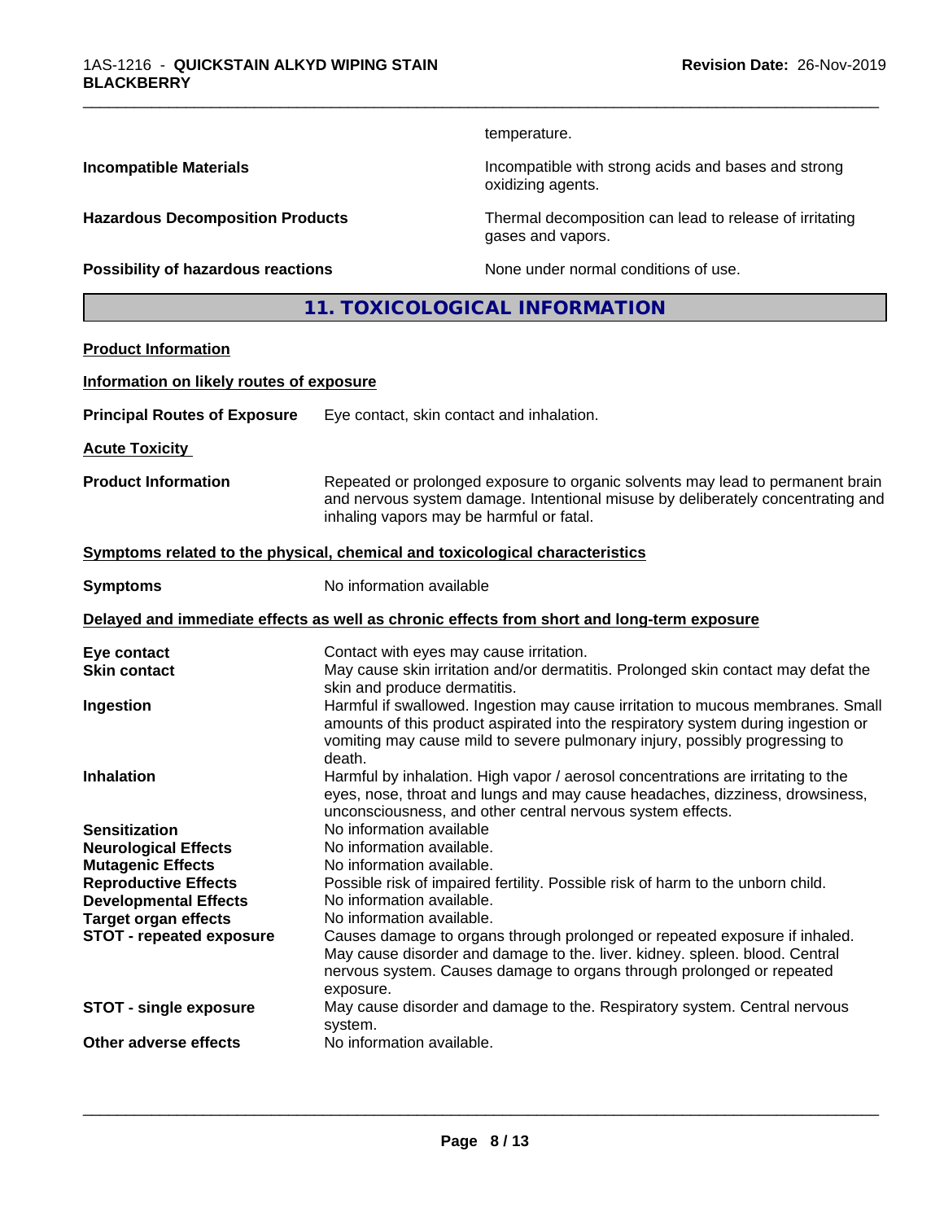temperature.

**Incompatible Materials** Incompatible with strong acids and bases and strong oxidizing agents.

**Hazardous Decomposition Products** Thermal decomposition can lead to release of irritating gases and vapors.

**Possibility of hazardous reactions** None under normal conditions of use.

## 11. TOXICOLOGICAL INFORMATION

**Product Information**

**Information on likely routes of exposure**

**Principal Routes of Exposure** Eye contact, skin contact and inhalation.

**Acute Toxicity**

**Product Information** Repeated or prolonged exposure to organic solvents may lead to permanent brain and nervous system damage. Intentional misuse by deliberately concentrating and inhaling vapors may be harmful or fatal.

**Symptoms related to the physical, chemical and toxicological characteristics**

**Symptoms** No information available

**Delayed and immediate effects as well as chronic effects from short and long-term exposure**

| | |
|---|---|
| **Eye contact** | Contact with eyes may cause irritation. |
| **Skin contact** | May cause skin irritation and/or dermatitis. Prolonged skin contact may defat the skin and produce dermatitis. |
| **Ingestion** | Harmful if swallowed. Ingestion may cause irritation to mucous membranes. Small amounts of this product aspirated into the respiratory system during ingestion or vomiting may cause mild to severe pulmonary injury, possibly progressing to death. |
| **Inhalation** | Harmful by inhalation. High vapor / aerosol concentrations are irritating to the eyes, nose, throat and lungs and may cause headaches, dizziness, drowsiness, unconsciousness, and other central nervous system effects. |
| **Sensitization** | No information available |
| **Neurological Effects** | No information available. |
| **Mutagenic Effects** | No information available. |
| **Reproductive Effects** | Possible risk of impaired fertility. Possible risk of harm to the unborn child. |
| **Developmental Effects** | No information available. |
| **Target organ effects** | No information available. |
| **STOT - repeated exposure** | Causes damage to organs through prolonged or repeated exposure if inhaled. May cause disorder and damage to the. liver. kidney. spleen. blood. Central nervous system. Causes damage to organs through prolonged or repeated exposure. |
| **STOT - single exposure** | May cause disorder and damage to the. Respiratory system. Central nervous system. |
| **Other adverse effects** | No information available. |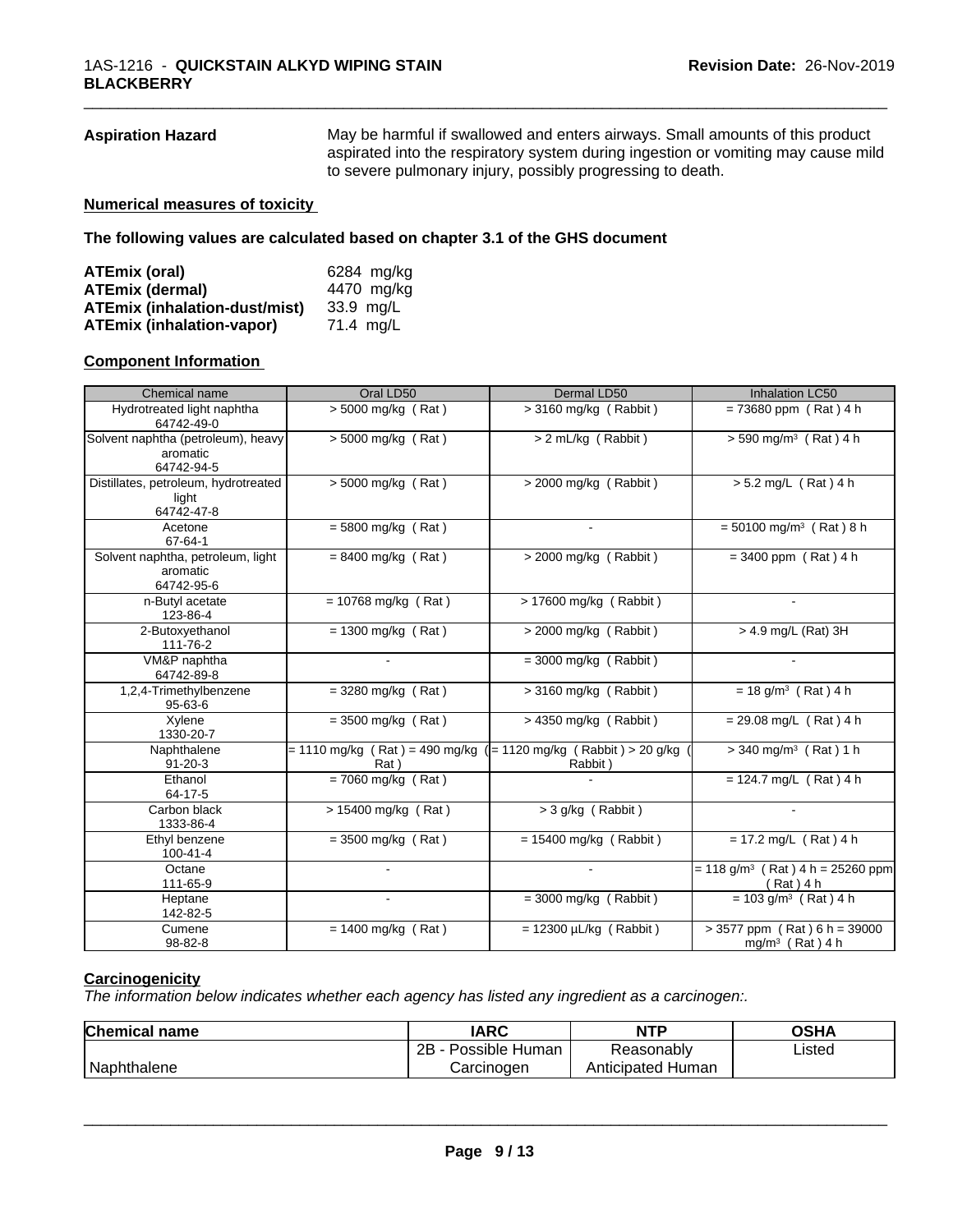**Aspiration Hazard** May be harmful if swallowed and enters airways. Small amounts of this product aspirated into the respiratory system during ingestion or vomiting may cause mild to severe pulmonary injury, possibly progressing to death.

**Numerical measures of toxicity**

**The following values are calculated based on chapter 3.1 of the GHS document**

| | |
|---|---|
| **ATEmix (oral)** | 6284 mg/kg |
| **ATEmix (dermal)** | 4470 mg/kg |
| **ATEmix (inhalation-dust/mist)** | 33.9 mg/L |
| **ATEmix (inhalation-vapor)** | 71.4 mg/L |

**Component Information**

| Chemical name | Oral LD50 | Dermal LD50 | Inhalation LC50 |
|---|---|---|---|
| Hydrotreated light naphtha<br>64742-49-0 | > 5000 mg/kg ( Rat ) | > 3160 mg/kg ( Rabbit ) | = 73680 ppm ( Rat ) 4 h |
| Solvent naphtha (petroleum), heavy aromatic<br>64742-94-5 | > 5000 mg/kg ( Rat ) | > 2 mL/kg ( Rabbit ) | > 590 mg/m³ ( Rat ) 4 h |
| Distillates, petroleum, hydrotreated light<br>64742-47-8 | > 5000 mg/kg ( Rat ) | > 2000 mg/kg ( Rabbit ) | > 5.2 mg/L ( Rat ) 4 h |
| Acetone<br>67-64-1 | = 5800 mg/kg ( Rat ) | - | = 50100 mg/m³ ( Rat ) 8 h |
| Solvent naphtha, petroleum, light aromatic<br>64742-95-6 | = 8400 mg/kg ( Rat ) | > 2000 mg/kg ( Rabbit ) | = 3400 ppm ( Rat ) 4 h |
| n-Butyl acetate<br>123-86-4 | = 10768 mg/kg ( Rat ) | > 17600 mg/kg ( Rabbit ) | - |
| 2-Butoxyethanol<br>111-76-2 | = 1300 mg/kg ( Rat ) | > 2000 mg/kg ( Rabbit ) | > 4.9 mg/L (Rat) 3H |
| VM&P naphtha<br>64742-89-8 | - | = 3000 mg/kg ( Rabbit ) | - |
| 1,2,4-Trimethylbenzene<br>95-63-6 | = 3280 mg/kg ( Rat ) | > 3160 mg/kg ( Rabbit ) | = 18 g/m³ ( Rat ) 4 h |
| Xylene<br>1330-20-7 | = 3500 mg/kg ( Rat ) | > 4350 mg/kg ( Rabbit ) | = 29.08 mg/L ( Rat ) 4 h |
| Naphthalene<br>91-20-3 | = 1110 mg/kg ( Rat ) = 490 mg/kg ( Rat ) | = 1120 mg/kg ( Rabbit ) > 20 g/kg ( Rabbit ) | > 340 mg/m³ ( Rat ) 1 h |
| Ethanol<br>64-17-5 | = 7060 mg/kg ( Rat ) | - | = 124.7 mg/L ( Rat ) 4 h |
| Carbon black<br>1333-86-4 | > 15400 mg/kg ( Rat ) | > 3 g/kg ( Rabbit ) | - |
| Ethyl benzene<br>100-41-4 | = 3500 mg/kg ( Rat ) | = 15400 mg/kg ( Rabbit ) | = 17.2 mg/L ( Rat ) 4 h |
| Octane<br>111-65-9 | - | - | = 118 g/m³ ( Rat ) 4 h = 25260 ppm ( Rat ) 4 h |
| Heptane<br>142-82-5 | - | = 3000 mg/kg ( Rabbit ) | = 103 g/m³ ( Rat ) 4 h |
| Cumene<br>98-82-8 | = 1400 mg/kg ( Rat ) | = 12300 µL/kg ( Rabbit ) | > 3577 ppm ( Rat ) 6 h = 39000 mg/m³ ( Rat ) 4 h |

**Carcinogenicity**

*The information below indicates whether each agency has listed any ingredient as a carcinogen:.*

| Chemical name | IARC | NTP | OSHA |
|---|---|---|---|
| Naphthalene | 2B - Possible Human Carcinogen | Reasonably Anticipated Human | Listed |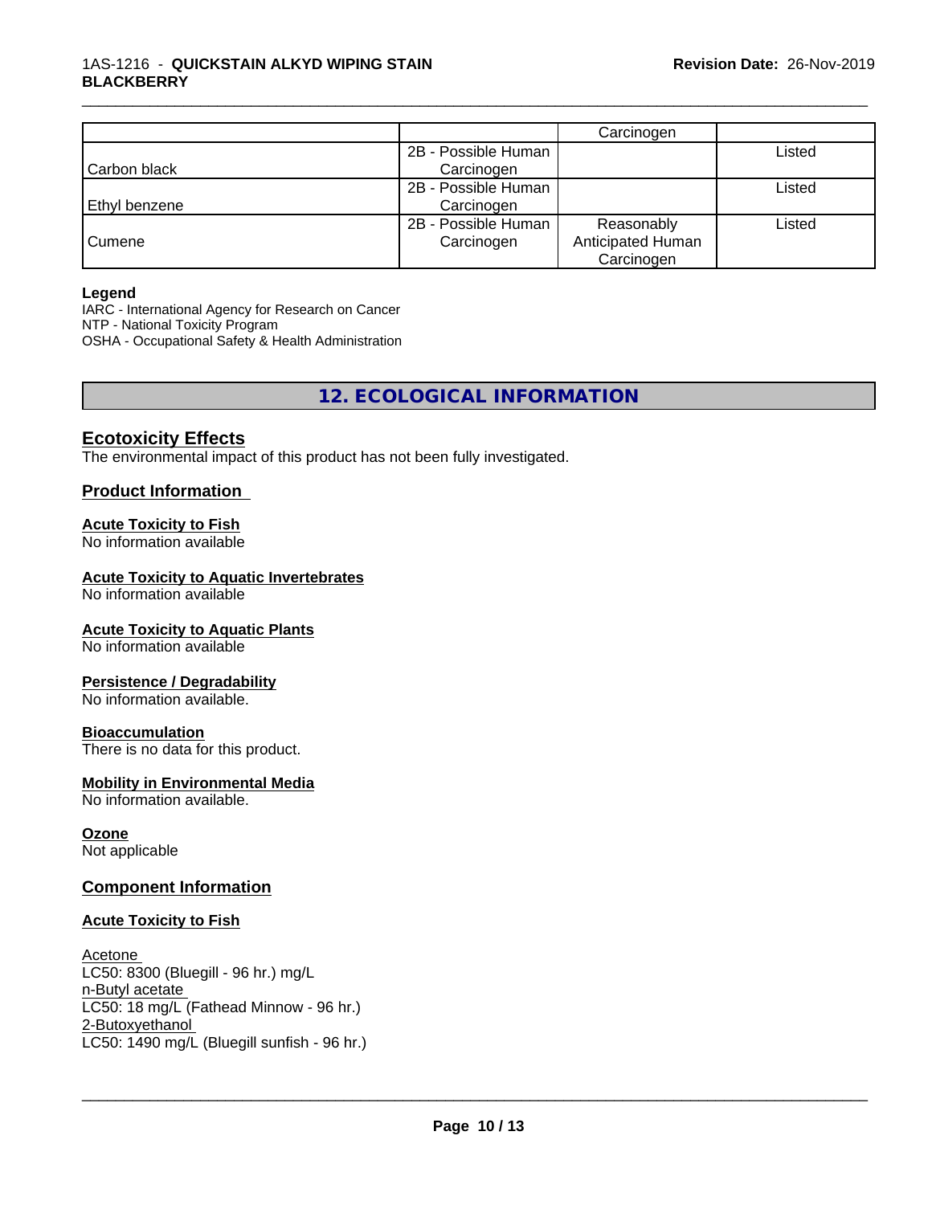| | | Carcinogen | |
|---|---|---|---|
| Carbon black | 2B - Possible Human Carcinogen | | Listed |
| Ethyl benzene | 2B - Possible Human Carcinogen | | Listed |
| Cumene | 2B - Possible Human Carcinogen | Reasonably Anticipated Human Carcinogen | Listed |

**Legend**
IARC - International Agency for Research on Cancer
NTP - National Toxicity Program
OSHA - Occupational Safety & Health Administration

# 12. ECOLOGICAL INFORMATION

## Ecotoxicity Effects

The environmental impact of this product has not been fully investigated.

### Product Information

**Acute Toxicity to Fish**
No information available

**Acute Toxicity to Aquatic Invertebrates**
No information available

**Acute Toxicity to Aquatic Plants**
No information available

**Persistence / Degradability**
No information available.

**Bioaccumulation**
There is no data for this product.

**Mobility in Environmental Media**
No information available.

**Ozone**
Not applicable

### Component Information

**Acute Toxicity to Fish**

Acetone
LC50: 8300 (Bluegill - 96 hr.) mg/L
n-Butyl acetate
LC50: 18 mg/L (Fathead Minnow - 96 hr.)
2-Butoxyethanol
LC50: 1490 mg/L (Bluegill sunfish - 96 hr.)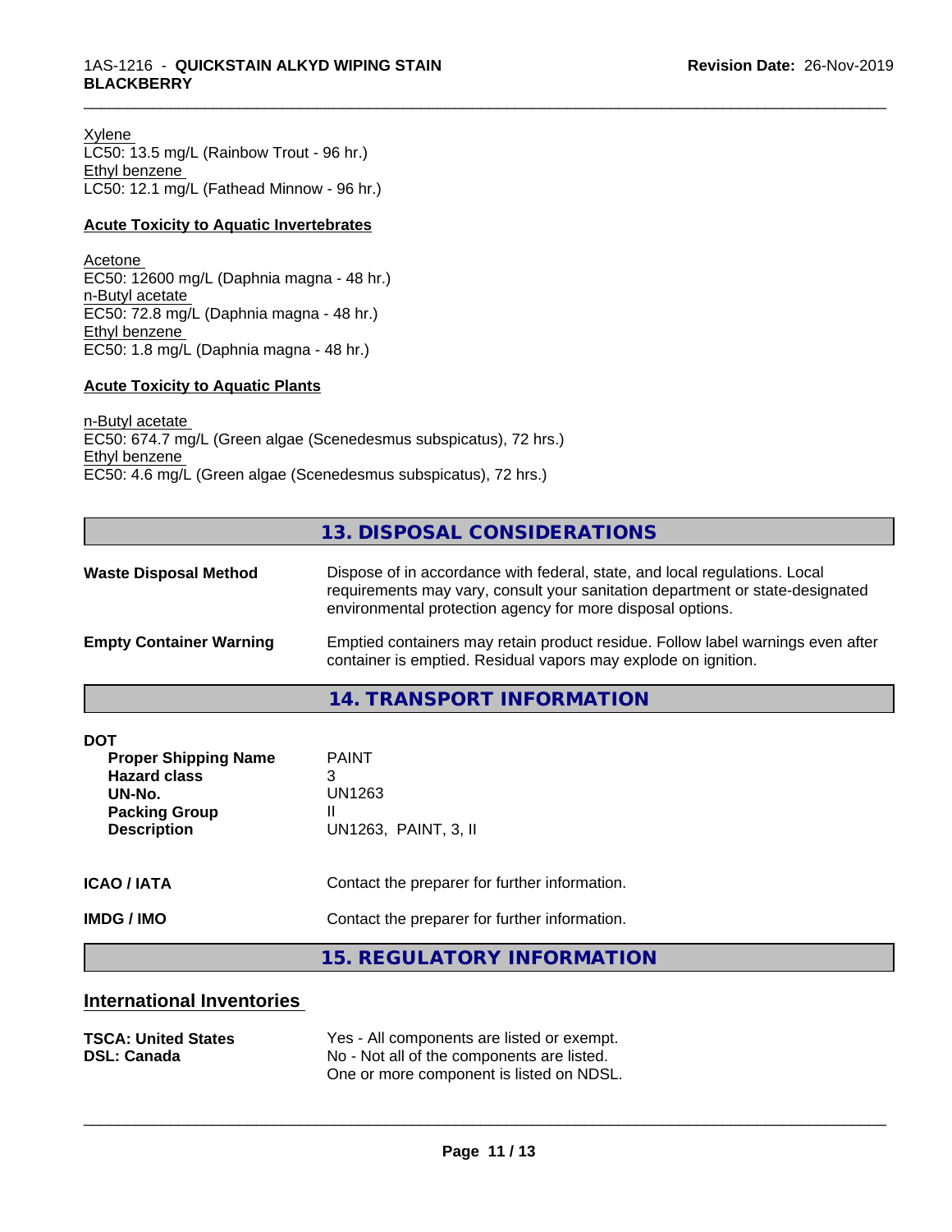Xylene
LC50: 13.5 mg/L (Rainbow Trout - 96 hr.)
Ethyl benzene
LC50: 12.1 mg/L (Fathead Minnow - 96 hr.)

**Acute Toxicity to Aquatic Invertebrates**

Acetone
EC50: 12600 mg/L (Daphnia magna - 48 hr.)
n-Butyl acetate
EC50: 72.8 mg/L (Daphnia magna - 48 hr.)
Ethyl benzene
EC50: 1.8 mg/L (Daphnia magna - 48 hr.)

**Acute Toxicity to Aquatic Plants**

n-Butyl acetate
EC50: 674.7 mg/L (Green algae (Scenedesmus subspicatus), 72 hrs.)
Ethyl benzene
EC50: 4.6 mg/L (Green algae (Scenedesmus subspicatus), 72 hrs.)

## 13. DISPOSAL CONSIDERATIONS

**Waste Disposal Method** Dispose of in accordance with federal, state, and local regulations. Local requirements may vary, consult your sanitation department or state-designated environmental protection agency for more disposal options.

**Empty Container Warning** Emptied containers may retain product residue. Follow label warnings even after container is emptied. Residual vapors may explode on ignition.

## 14. TRANSPORT INFORMATION

**DOT**

| | |
|---|---|
| **Proper Shipping Name** | PAINT |
| **Hazard class** | 3 |
| **UN-No.** | UN1263 |
| **Packing Group** | II |
| **Description** | UN1263, PAINT, 3, II |

**ICAO / IATA** Contact the preparer for further information.

**IMDG / IMO** Contact the preparer for further information.

## 15. REGULATORY INFORMATION

### International Inventories

| | |
|---|---|
| **TSCA: United States** | Yes - All components are listed or exempt. |
| **DSL: Canada** | No - Not all of the components are listed. One or more component is listed on NDSL. |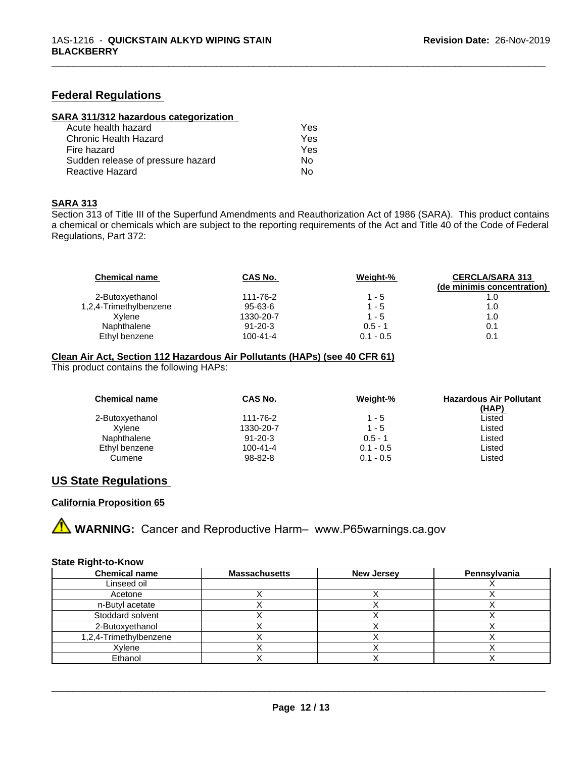## Federal Regulations

### SARA 311/312 hazardous categorization

| | |
|---|---|
| Acute health hazard | Yes |
| Chronic Health Hazard | Yes |
| Fire hazard | Yes |
| Sudden release of pressure hazard | No |
| Reactive Hazard | No |

### SARA 313

Section 313 of Title III of the Superfund Amendments and Reauthorization Act of 1986 (SARA). This product contains a chemical or chemicals which are subject to the reporting requirements of the Act and Title 40 of the Code of Federal Regulations, Part 372:

| Chemical name | CAS No. | Weight-% | CERCLA/SARA 313 (de minimis concentration) |
|---|---|---|---|
| 2-Butoxyethanol | 111-76-2 | 1 - 5 | 1.0 |
| 1,2,4-Trimethylbenzene | 95-63-6 | 1 - 5 | 1.0 |
| Xylene | 1330-20-7 | 1 - 5 | 1.0 |
| Naphthalene | 91-20-3 | 0.5 - 1 | 0.1 |
| Ethyl benzene | 100-41-4 | 0.1 - 0.5 | 0.1 |

### Clean Air Act, Section 112 Hazardous Air Pollutants (HAPs) (see 40 CFR 61)

This product contains the following HAPs:

| Chemical name | CAS No. | Weight-% | Hazardous Air Pollutant (HAP) |
|---|---|---|---|
| 2-Butoxyethanol | 111-76-2 | 1 - 5 | Listed |
| Xylene | 1330-20-7 | 1 - 5 | Listed |
| Naphthalene | 91-20-3 | 0.5 - 1 | Listed |
| Ethyl benzene | 100-41-4 | 0.1 - 0.5 | Listed |
| Cumene | 98-82-8 | 0.1 - 0.5 | Listed |

## US State Regulations

### California Proposition 65

⚠ **WARNING:** Cancer and Reproductive Harm– www.P65warnings.ca.gov

### State Right-to-Know

| Chemical name | Massachusetts | New Jersey | Pennsylvania |
|---|---|---|---|
| Linseed oil | | | X |
| Acetone | X | X | X |
| n-Butyl acetate | X | X | X |
| Stoddard solvent | X | X | X |
| 2-Butoxyethanol | X | X | X |
| 1,2,4-Trimethylbenzene | X | X | X |
| Xylene | X | X | X |
| Ethanol | X | X | X |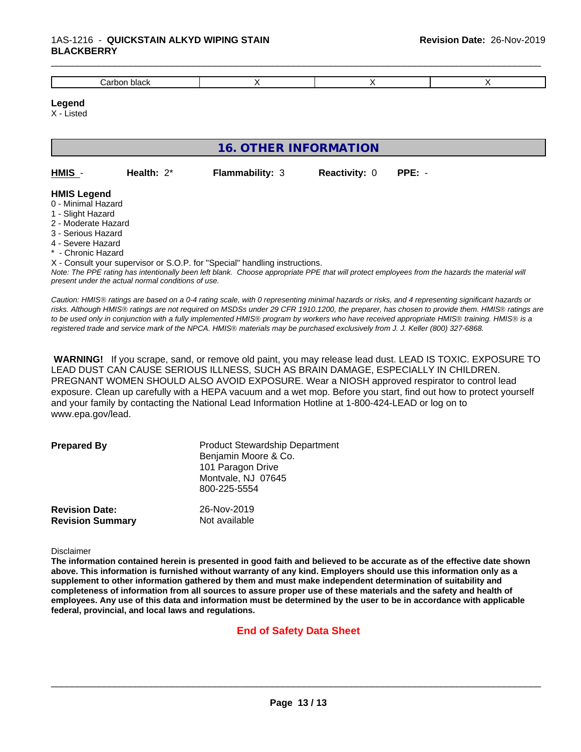| | | | |
|---|---|---|---|
| Carbon black | X | X | X |

**Legend**
X - Listed

## 16. OTHER INFORMATION

**HMIS** - **Health:** 2* **Flammability:** 3 **Reactivity:** 0 **PPE:** -

**HMIS Legend**
0 - Minimal Hazard
1 - Slight Hazard
2 - Moderate Hazard
3 - Serious Hazard
4 - Severe Hazard
* - Chronic Hazard
X - Consult your supervisor or S.O.P. for "Special" handling instructions.

*Note: The PPE rating has intentionally been left blank. Choose appropriate PPE that will protect employees from the hazards the material will present under the actual normal conditions of use.*

*Caution: HMIS® ratings are based on a 0-4 rating scale, with 0 representing minimal hazards or risks, and 4 representing significant hazards or risks. Although HMIS® ratings are not required on MSDSs under 29 CFR 1910.1200, the preparer, has chosen to provide them. HMIS® ratings are to be used only in conjunction with a fully implemented HMIS® program by workers who have received appropriate HMIS® training. HMIS® is a registered trade and service mark of the NPCA. HMIS® materials may be purchased exclusively from J. J. Keller (800) 327-6868.*

**WARNING!** If you scrape, sand, or remove old paint, you may release lead dust. LEAD IS TOXIC. EXPOSURE TO LEAD DUST CAN CAUSE SERIOUS ILLNESS, SUCH AS BRAIN DAMAGE, ESPECIALLY IN CHILDREN. PREGNANT WOMEN SHOULD ALSO AVOID EXPOSURE. Wear a NIOSH approved respirator to control lead exposure. Clean up carefully with a HEPA vacuum and a wet mop. Before you start, find out how to protect yourself and your family by contacting the National Lead Information Hotline at 1-800-424-LEAD or log on to www.epa.gov/lead.

**Prepared By**
Product Stewardship Department
Benjamin Moore & Co.
101 Paragon Drive
Montvale, NJ 07645
800-225-5554

**Revision Date:** 26-Nov-2019
**Revision Summary** Not available

Disclaimer
**The information contained herein is presented in good faith and believed to be accurate as of the effective date shown above. This information is furnished without warranty of any kind. Employers should use this information only as a supplement to other information gathered by them and must make independent determination of suitability and completeness of information from all sources to assure proper use of these materials and the safety and health of employees. Any use of this data and information must be determined by the user to be in accordance with applicable federal, provincial, and local laws and regulations.**

**End of Safety Data Sheet**